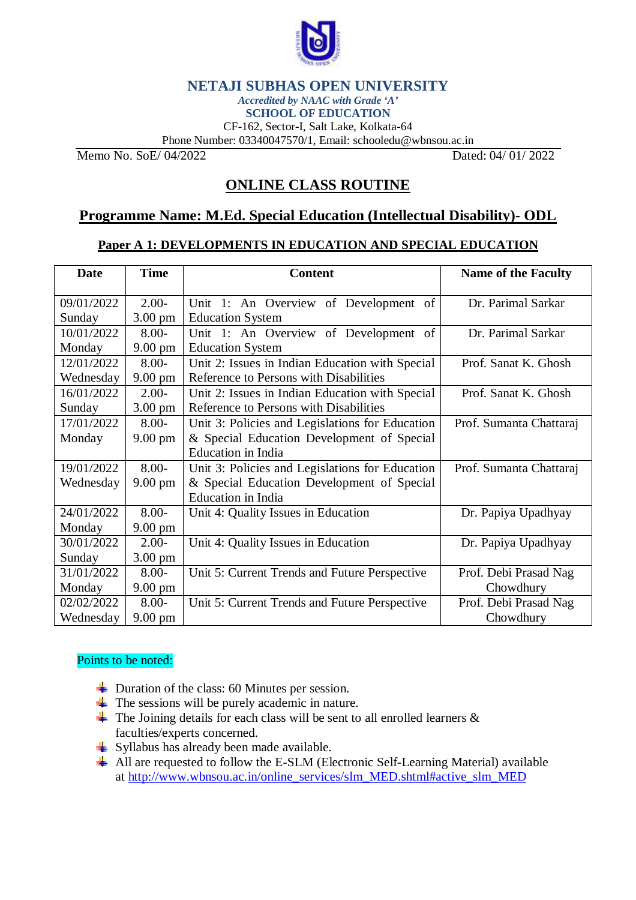# NETAJI SUBHAS OPEN UNIVERSITY

*Accredited by NAAC with Grade 'A'*

**SCHOOL OF EDUCATION**

CF-162, Sector-I, Salt Lake, Kolkata-64

Phone Number: 03340047570/1, Email: schooledu@wbnsou.ac.in

Memo No. SoE/ 04/2022 Dated: 04/ 01/ 2022

## ONLINE CLASS ROUTINE

## Programme Name: M.Ed. Special Education (Intellectual Disability)- ODL

### Paper A 1: DEVELOPMENTS IN EDUCATION AND SPECIAL EDUCATION

| Date | Time | Content | Name of the Faculty |
|---|---|---|---|
| 09/01/2022 Sunday | 2.00- 3.00 pm | Unit 1: An Overview of Development of Education System | Dr. Parimal Sarkar |
| 10/01/2022 Monday | 8.00- 9.00 pm | Unit 1: An Overview of Development of Education System | Dr. Parimal Sarkar |
| 12/01/2022 Wednesday | 8.00- 9.00 pm | Unit 2: Issues in Indian Education with Special Reference to Persons with Disabilities | Prof. Sanat K. Ghosh |
| 16/01/2022 Sunday | 2.00- 3.00 pm | Unit 2: Issues in Indian Education with Special Reference to Persons with Disabilities | Prof. Sanat K. Ghosh |
| 17/01/2022 Monday | 8.00- 9.00 pm | Unit 3: Policies and Legislations for Education & Special Education Development of Special Education in India | Prof. Sumanta Chattaraj |
| 19/01/2022 Wednesday | 8.00- 9.00 pm | Unit 3: Policies and Legislations for Education & Special Education Development of Special Education in India | Prof. Sumanta Chattaraj |
| 24/01/2022 Monday | 8.00- 9.00 pm | Unit 4: Quality Issues in Education | Dr. Papiya Upadhyay |
| 30/01/2022 Sunday | 2.00- 3.00 pm | Unit 4: Quality Issues in Education | Dr. Papiya Upadhyay |
| 31/01/2022 Monday | 8.00- 9.00 pm | Unit 5: Current Trends and Future Perspective | Prof. Debi Prasad Nag Chowdhury |
| 02/02/2022 Wednesday | 8.00- 9.00 pm | Unit 5: Current Trends and Future Perspective | Prof. Debi Prasad Nag Chowdhury |

Points to be noted:

- Duration of the class: 60 Minutes per session.
- The sessions will be purely academic in nature.
- The Joining details for each class will be sent to all enrolled learners & faculties/experts concerned.
- Syllabus has already been made available.
- All are requested to follow the E-SLM (Electronic Self-Learning Material) available at http://www.wbnsou.ac.in/online_services/slm_MED.shtml#active_slm_MED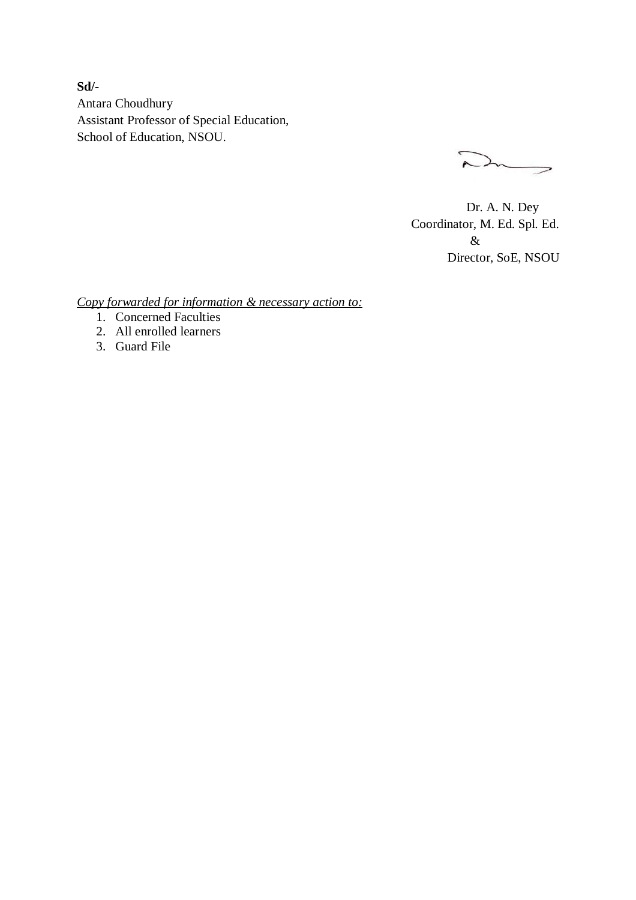**Sd/-**
Antara Choudhury
Assistant Professor of Special Education,
School of Education, NSOU.

Dr. A. N. Dey
Coordinator, M. Ed. Spl. Ed.
&
Director, SoE, NSOU

*Copy forwarded for information & necessary action to:*

1. Concerned Faculties
2. All enrolled learners
3. Guard File